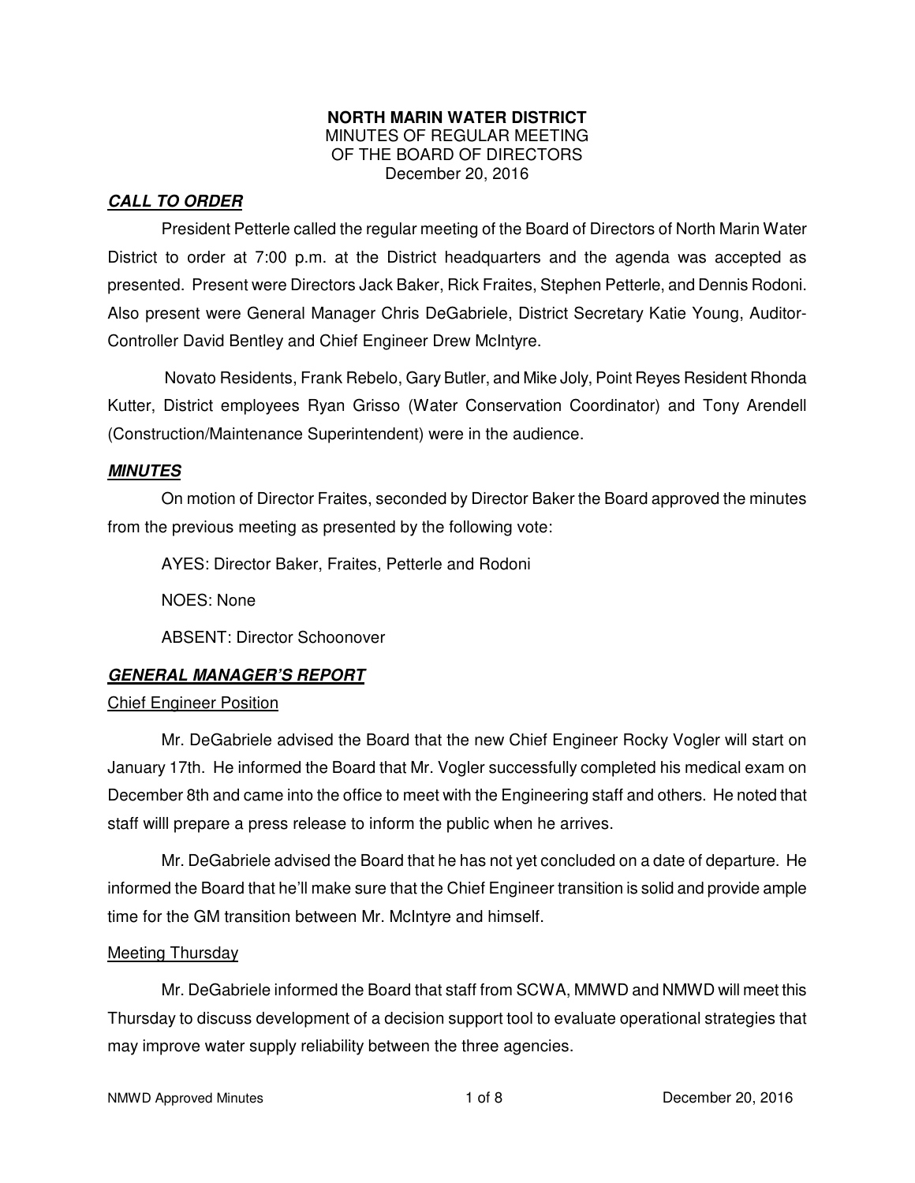# NORTH MARIN WATER DISTRICT

MINUTES OF REGULAR MEETING
OF THE BOARD OF DIRECTORS
December 20, 2016

## ***CALL TO ORDER***

President Petterle called the regular meeting of the Board of Directors of North Marin Water District to order at 7:00 p.m. at the District headquarters and the agenda was accepted as presented. Present were Directors Jack Baker, Rick Fraites, Stephen Petterle, and Dennis Rodoni. Also present were General Manager Chris DeGabriele, District Secretary Katie Young, Auditor-Controller David Bentley and Chief Engineer Drew McIntyre.

Novato Residents, Frank Rebelo, Gary Butler, and Mike Joly, Point Reyes Resident Rhonda Kutter, District employees Ryan Grisso (Water Conservation Coordinator) and Tony Arendell (Construction/Maintenance Superintendent) were in the audience.

## ***MINUTES***

On motion of Director Fraites, seconded by Director Baker the Board approved the minutes from the previous meeting as presented by the following vote:

AYES: Director Baker, Fraites, Petterle and Rodoni

NOES: None

ABSENT: Director Schoonover

## ***GENERAL MANAGER'S REPORT***

### Chief Engineer Position

Mr. DeGabriele advised the Board that the new Chief Engineer Rocky Vogler will start on January 17th. He informed the Board that Mr. Vogler successfully completed his medical exam on December 8th and came into the office to meet with the Engineering staff and others. He noted that staff willl prepare a press release to inform the public when he arrives.

Mr. DeGabriele advised the Board that he has not yet concluded on a date of departure. He informed the Board that he'll make sure that the Chief Engineer transition is solid and provide ample time for the GM transition between Mr. McIntyre and himself.

### Meeting Thursday

Mr. DeGabriele informed the Board that staff from SCWA, MMWD and NMWD will meet this Thursday to discuss development of a decision support tool to evaluate operational strategies that may improve water supply reliability between the three agencies.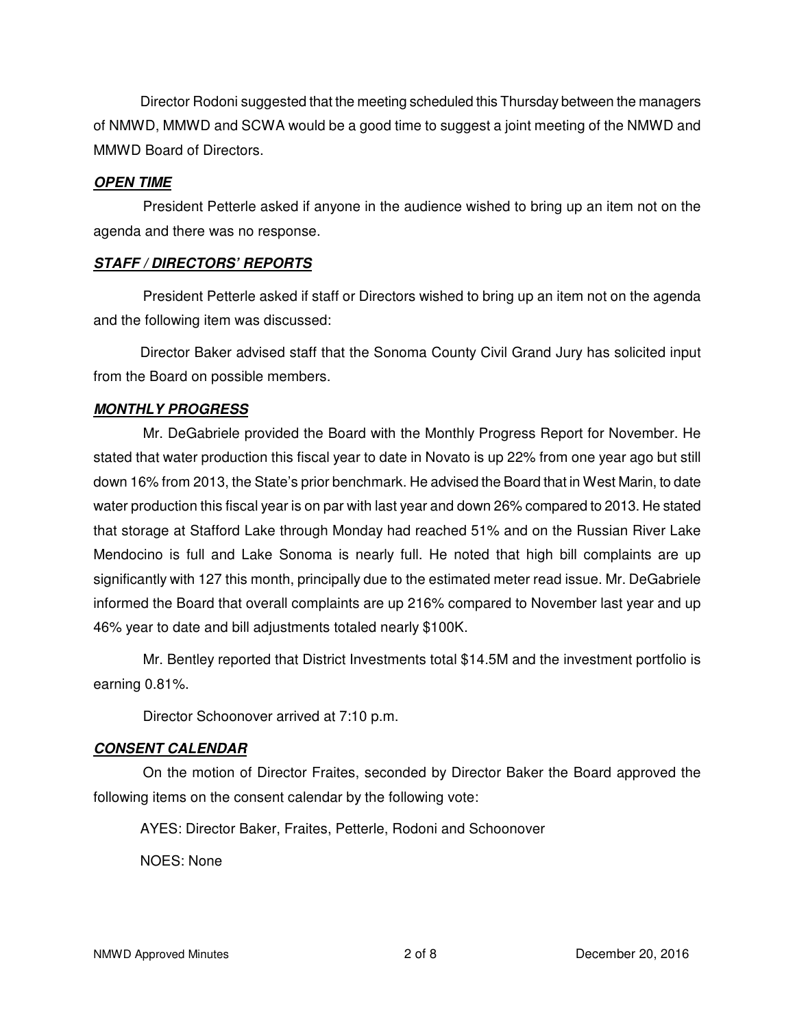Director Rodoni suggested that the meeting scheduled this Thursday between the managers of NMWD, MMWD and SCWA would be a good time to suggest a joint meeting of the NMWD and MMWD Board of Directors.

***OPEN TIME***

President Petterle asked if anyone in the audience wished to bring up an item not on the agenda and there was no response.

***STAFF / DIRECTORS' REPORTS***

President Petterle asked if staff or Directors wished to bring up an item not on the agenda and the following item was discussed:

Director Baker advised staff that the Sonoma County Civil Grand Jury has solicited input from the Board on possible members.

***MONTHLY PROGRESS***

Mr. DeGabriele provided the Board with the Monthly Progress Report for November. He stated that water production this fiscal year to date in Novato is up 22% from one year ago but still down 16% from 2013, the State's prior benchmark. He advised the Board that in West Marin, to date water production this fiscal year is on par with last year and down 26% compared to 2013. He stated that storage at Stafford Lake through Monday had reached 51% and on the Russian River Lake Mendocino is full and Lake Sonoma is nearly full. He noted that high bill complaints are up significantly with 127 this month, principally due to the estimated meter read issue. Mr. DeGabriele informed the Board that overall complaints are up 216% compared to November last year and up 46% year to date and bill adjustments totaled nearly $100K.

Mr. Bentley reported that District Investments total $14.5M and the investment portfolio is earning 0.81%.

Director Schoonover arrived at 7:10 p.m.

***CONSENT CALENDAR***

On the motion of Director Fraites, seconded by Director Baker the Board approved the following items on the consent calendar by the following vote:

AYES: Director Baker, Fraites, Petterle, Rodoni and Schoonover

NOES: None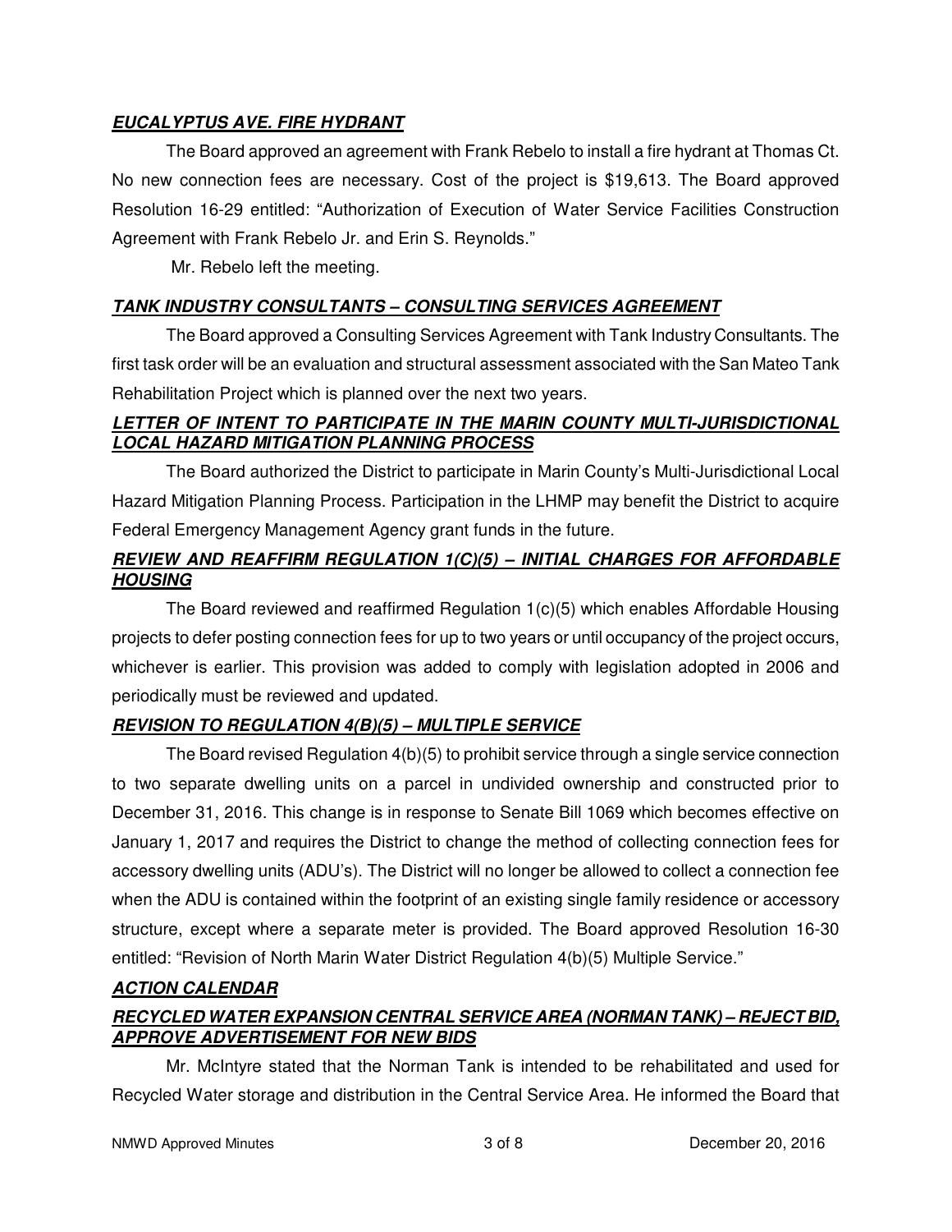***EUCALYPTUS AVE. FIRE HYDRANT***

The Board approved an agreement with Frank Rebelo to install a fire hydrant at Thomas Ct. No new connection fees are necessary. Cost of the project is $19,613. The Board approved Resolution 16-29 entitled: "Authorization of Execution of Water Service Facilities Construction Agreement with Frank Rebelo Jr. and Erin S. Reynolds."

Mr. Rebelo left the meeting.

***TANK INDUSTRY CONSULTANTS – CONSULTING SERVICES AGREEMENT***

The Board approved a Consulting Services Agreement with Tank Industry Consultants. The first task order will be an evaluation and structural assessment associated with the San Mateo Tank Rehabilitation Project which is planned over the next two years.

***LETTER OF INTENT TO PARTICIPATE IN THE MARIN COUNTY MULTI-JURISDICTIONAL LOCAL HAZARD MITIGATION PLANNING PROCESS***

The Board authorized the District to participate in Marin County's Multi-Jurisdictional Local Hazard Mitigation Planning Process. Participation in the LHMP may benefit the District to acquire Federal Emergency Management Agency grant funds in the future.

***REVIEW AND REAFFIRM REGULATION 1(C)(5) – INITIAL CHARGES FOR AFFORDABLE HOUSING***

The Board reviewed and reaffirmed Regulation 1(c)(5) which enables Affordable Housing projects to defer posting connection fees for up to two years or until occupancy of the project occurs, whichever is earlier. This provision was added to comply with legislation adopted in 2006 and periodically must be reviewed and updated.

***REVISION TO REGULATION 4(B)(5) – MULTIPLE SERVICE***

The Board revised Regulation 4(b)(5) to prohibit service through a single service connection to two separate dwelling units on a parcel in undivided ownership and constructed prior to December 31, 2016. This change is in response to Senate Bill 1069 which becomes effective on January 1, 2017 and requires the District to change the method of collecting connection fees for accessory dwelling units (ADU's). The District will no longer be allowed to collect a connection fee when the ADU is contained within the footprint of an existing single family residence or accessory structure, except where a separate meter is provided. The Board approved Resolution 16-30 entitled: "Revision of North Marin Water District Regulation 4(b)(5) Multiple Service."

***ACTION CALENDAR***

***RECYCLED WATER EXPANSION CENTRAL SERVICE AREA (NORMAN TANK) – REJECT BID, APPROVE ADVERTISEMENT FOR NEW BIDS***

Mr. McIntyre stated that the Norman Tank is intended to be rehabilitated and used for Recycled Water storage and distribution in the Central Service Area. He informed the Board that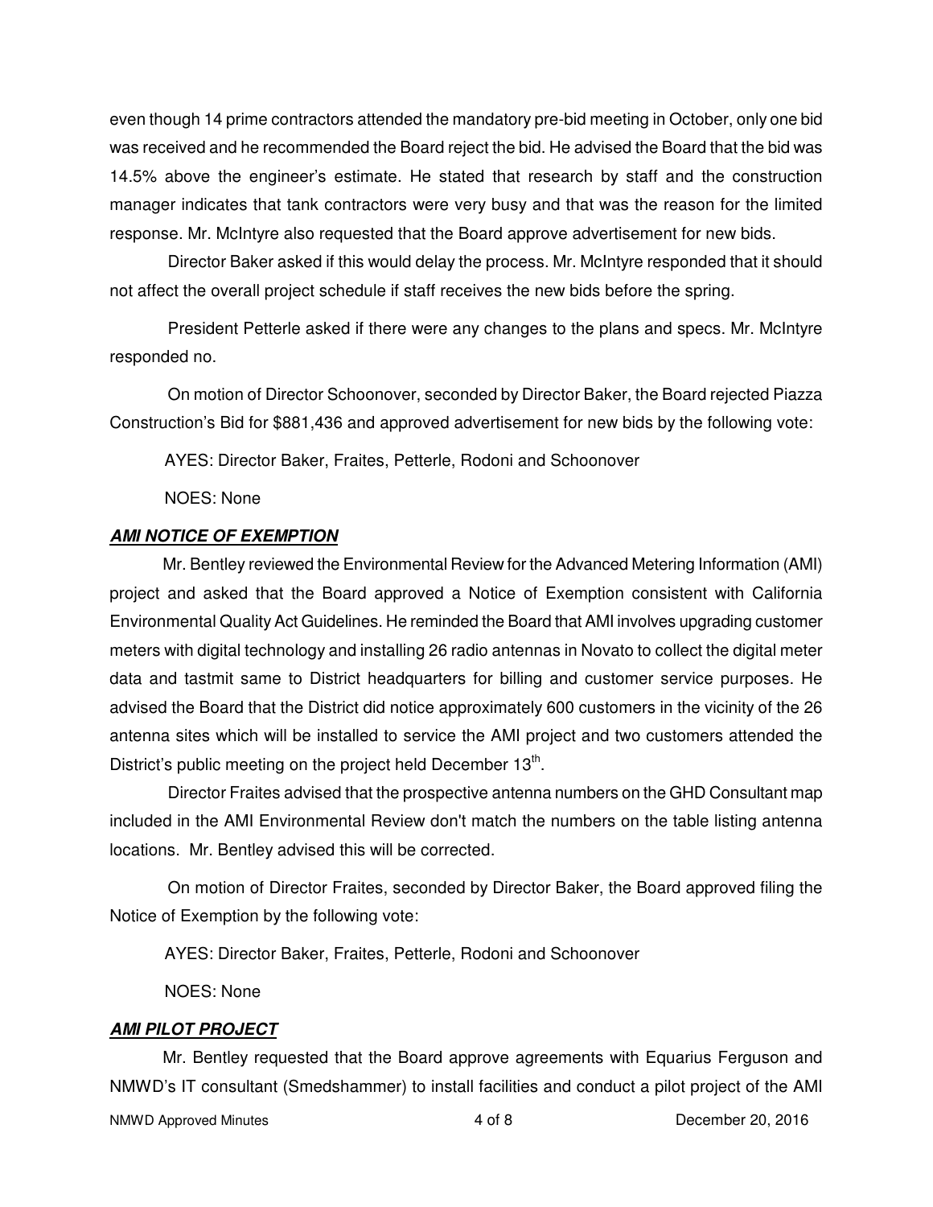even though 14 prime contractors attended the mandatory pre-bid meeting in October, only one bid was received and he recommended the Board reject the bid. He advised the Board that the bid was 14.5% above the engineer's estimate. He stated that research by staff and the construction manager indicates that tank contractors were very busy and that was the reason for the limited response. Mr. McIntyre also requested that the Board approve advertisement for new bids.

Director Baker asked if this would delay the process. Mr. McIntyre responded that it should not affect the overall project schedule if staff receives the new bids before the spring.

President Petterle asked if there were any changes to the plans and specs. Mr. McIntyre responded no.

On motion of Director Schoonover, seconded by Director Baker, the Board rejected Piazza Construction's Bid for $881,436 and approved advertisement for new bids by the following vote:

AYES: Director Baker, Fraites, Petterle, Rodoni and Schoonover

NOES: None

***AMI NOTICE OF EXEMPTION***

Mr. Bentley reviewed the Environmental Review for the Advanced Metering Information (AMI) project and asked that the Board approved a Notice of Exemption consistent with California Environmental Quality Act Guidelines. He reminded the Board that AMI involves upgrading customer meters with digital technology and installing 26 radio antennas in Novato to collect the digital meter data and tastmit same to District headquarters for billing and customer service purposes. He advised the Board that the District did notice approximately 600 customers in the vicinity of the 26 antenna sites which will be installed to service the AMI project and two customers attended the District's public meeting on the project held December 13th.

Director Fraites advised that the prospective antenna numbers on the GHD Consultant map included in the AMI Environmental Review don't match the numbers on the table listing antenna locations. Mr. Bentley advised this will be corrected.

On motion of Director Fraites, seconded by Director Baker, the Board approved filing the Notice of Exemption by the following vote:

AYES: Director Baker, Fraites, Petterle, Rodoni and Schoonover

NOES: None

***AMI PILOT PROJECT***

Mr. Bentley requested that the Board approve agreements with Equarius Ferguson and NMWD's IT consultant (Smedshammer) to install facilities and conduct a pilot project of the AMI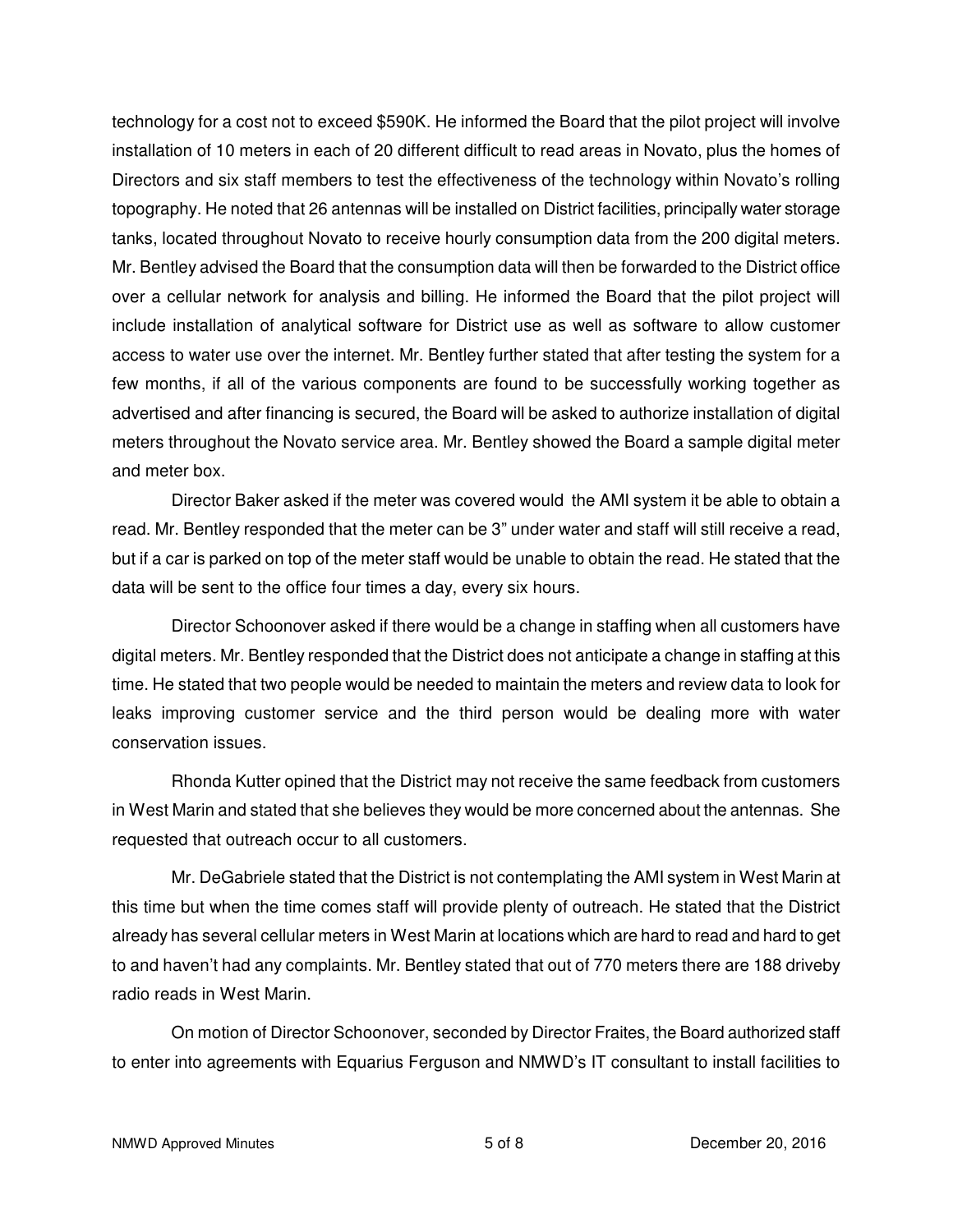technology for a cost not to exceed $590K. He informed the Board that the pilot project will involve installation of 10 meters in each of 20 different difficult to read areas in Novato, plus the homes of Directors and six staff members to test the effectiveness of the technology within Novato's rolling topography. He noted that 26 antennas will be installed on District facilities, principally water storage tanks, located throughout Novato to receive hourly consumption data from the 200 digital meters. Mr. Bentley advised the Board that the consumption data will then be forwarded to the District office over a cellular network for analysis and billing. He informed the Board that the pilot project will include installation of analytical software for District use as well as software to allow customer access to water use over the internet. Mr. Bentley further stated that after testing the system for a few months, if all of the various components are found to be successfully working together as advertised and after financing is secured, the Board will be asked to authorize installation of digital meters throughout the Novato service area. Mr. Bentley showed the Board a sample digital meter and meter box.

Director Baker asked if the meter was covered would the AMI system it be able to obtain a read. Mr. Bentley responded that the meter can be 3" under water and staff will still receive a read, but if a car is parked on top of the meter staff would be unable to obtain the read. He stated that the data will be sent to the office four times a day, every six hours.

Director Schoonover asked if there would be a change in staffing when all customers have digital meters. Mr. Bentley responded that the District does not anticipate a change in staffing at this time. He stated that two people would be needed to maintain the meters and review data to look for leaks improving customer service and the third person would be dealing more with water conservation issues.

Rhonda Kutter opined that the District may not receive the same feedback from customers in West Marin and stated that she believes they would be more concerned about the antennas. She requested that outreach occur to all customers.

Mr. DeGabriele stated that the District is not contemplating the AMI system in West Marin at this time but when the time comes staff will provide plenty of outreach. He stated that the District already has several cellular meters in West Marin at locations which are hard to read and hard to get to and haven't had any complaints. Mr. Bentley stated that out of 770 meters there are 188 driveby radio reads in West Marin.

On motion of Director Schoonover, seconded by Director Fraites, the Board authorized staff to enter into agreements with Equarius Ferguson and NMWD's IT consultant to install facilities to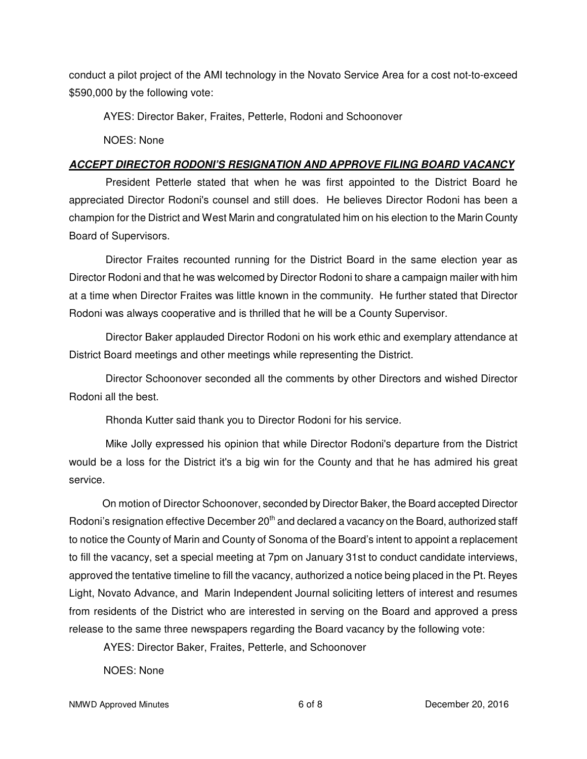conduct a pilot project of the AMI technology in the Novato Service Area for a cost not-to-exceed $590,000 by the following vote:

AYES: Director Baker, Fraites, Petterle, Rodoni and Schoonover

NOES: None

***ACCEPT DIRECTOR RODONI'S RESIGNATION AND APPROVE FILING BOARD VACANCY***

President Petterle stated that when he was first appointed to the District Board he appreciated Director Rodoni's counsel and still does. He believes Director Rodoni has been a champion for the District and West Marin and congratulated him on his election to the Marin County Board of Supervisors.

Director Fraites recounted running for the District Board in the same election year as Director Rodoni and that he was welcomed by Director Rodoni to share a campaign mailer with him at a time when Director Fraites was little known in the community. He further stated that Director Rodoni was always cooperative and is thrilled that he will be a County Supervisor.

Director Baker applauded Director Rodoni on his work ethic and exemplary attendance at District Board meetings and other meetings while representing the District.

Director Schoonover seconded all the comments by other Directors and wished Director Rodoni all the best.

Rhonda Kutter said thank you to Director Rodoni for his service.

Mike Jolly expressed his opinion that while Director Rodoni's departure from the District would be a loss for the District it's a big win for the County and that he has admired his great service.

On motion of Director Schoonover, seconded by Director Baker, the Board accepted Director Rodoni's resignation effective December 20th and declared a vacancy on the Board, authorized staff to notice the County of Marin and County of Sonoma of the Board's intent to appoint a replacement to fill the vacancy, set a special meeting at 7pm on January 31st to conduct candidate interviews, approved the tentative timeline to fill the vacancy, authorized a notice being placed in the Pt. Reyes Light, Novato Advance, and Marin Independent Journal soliciting letters of interest and resumes from residents of the District who are interested in serving on the Board and approved a press release to the same three newspapers regarding the Board vacancy by the following vote:

AYES: Director Baker, Fraites, Petterle, and Schoonover

NOES: None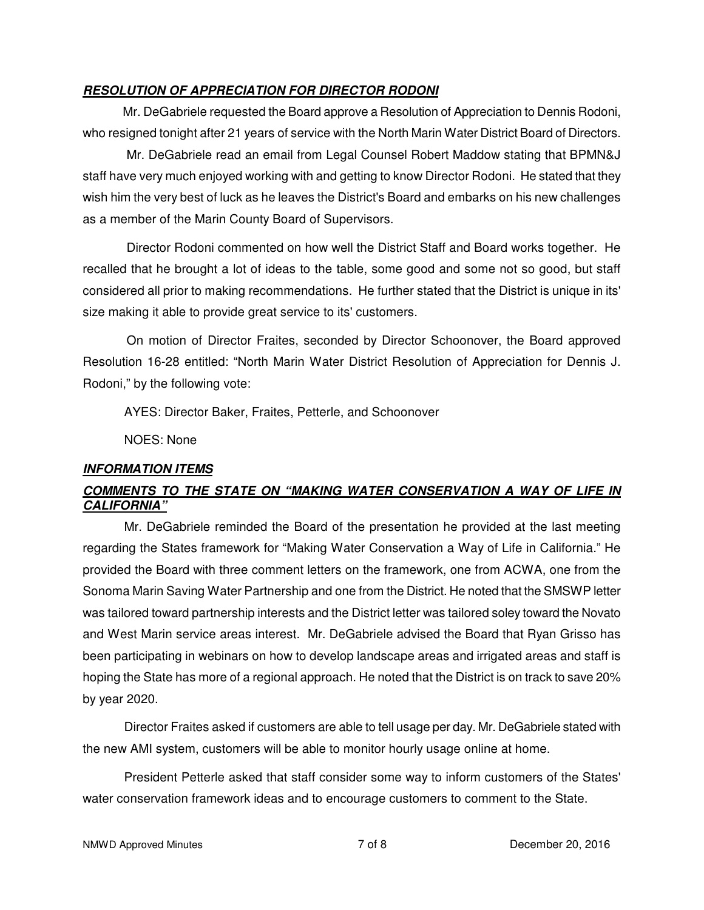***RESOLUTION OF APPRECIATION FOR DIRECTOR RODONI***

Mr. DeGabriele requested the Board approve a Resolution of Appreciation to Dennis Rodoni, who resigned tonight after 21 years of service with the North Marin Water District Board of Directors.

Mr. DeGabriele read an email from Legal Counsel Robert Maddow stating that BPMN&J staff have very much enjoyed working with and getting to know Director Rodoni. He stated that they wish him the very best of luck as he leaves the District's Board and embarks on his new challenges as a member of the Marin County Board of Supervisors.

Director Rodoni commented on how well the District Staff and Board works together. He recalled that he brought a lot of ideas to the table, some good and some not so good, but staff considered all prior to making recommendations. He further stated that the District is unique in its' size making it able to provide great service to its' customers.

On motion of Director Fraites, seconded by Director Schoonover, the Board approved Resolution 16-28 entitled: "North Marin Water District Resolution of Appreciation for Dennis J. Rodoni," by the following vote:

AYES: Director Baker, Fraites, Petterle, and Schoonover

NOES: None

***INFORMATION ITEMS***

***COMMENTS TO THE STATE ON "MAKING WATER CONSERVATION A WAY OF LIFE IN CALIFORNIA"***

Mr. DeGabriele reminded the Board of the presentation he provided at the last meeting regarding the States framework for "Making Water Conservation a Way of Life in California." He provided the Board with three comment letters on the framework, one from ACWA, one from the Sonoma Marin Saving Water Partnership and one from the District. He noted that the SMSWP letter was tailored toward partnership interests and the District letter was tailored soley toward the Novato and West Marin service areas interest. Mr. DeGabriele advised the Board that Ryan Grisso has been participating in webinars on how to develop landscape areas and irrigated areas and staff is hoping the State has more of a regional approach. He noted that the District is on track to save 20% by year 2020.

Director Fraites asked if customers are able to tell usage per day. Mr. DeGabriele stated with the new AMI system, customers will be able to monitor hourly usage online at home.

President Petterle asked that staff consider some way to inform customers of the States' water conservation framework ideas and to encourage customers to comment to the State.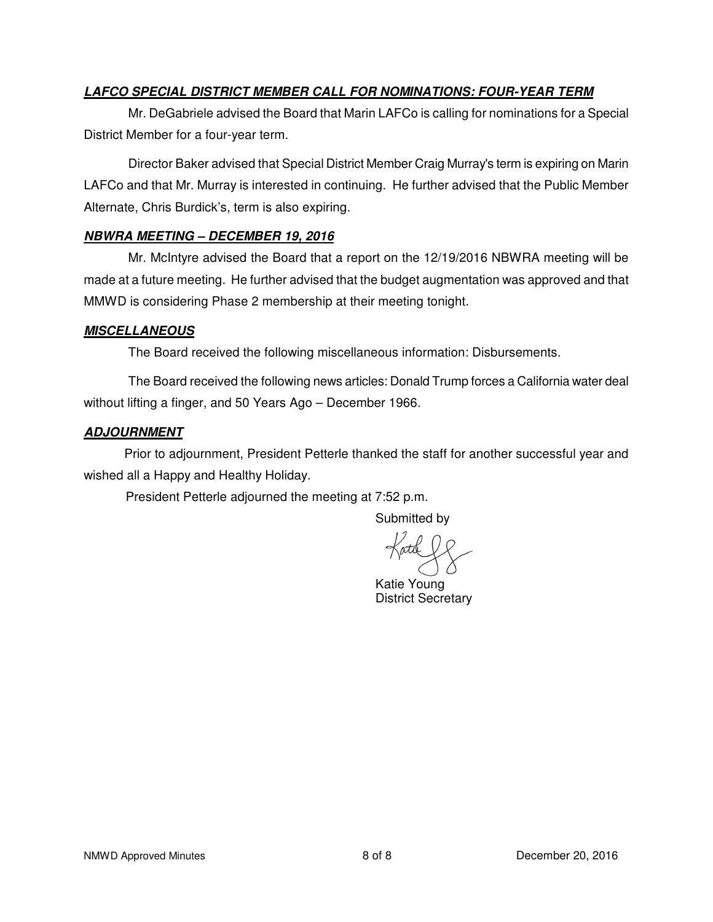***LAFCO SPECIAL DISTRICT MEMBER CALL FOR NOMINATIONS: FOUR-YEAR TERM***

Mr. DeGabriele advised the Board that Marin LAFCo is calling for nominations for a Special District Member for a four-year term.

Director Baker advised that Special District Member Craig Murray's term is expiring on Marin LAFCo and that Mr. Murray is interested in continuing. He further advised that the Public Member Alternate, Chris Burdick's, term is also expiring.

***NBWRA MEETING – DECEMBER 19, 2016***

Mr. McIntyre advised the Board that a report on the 12/19/2016 NBWRA meeting will be made at a future meeting. He further advised that the budget augmentation was approved and that MMWD is considering Phase 2 membership at their meeting tonight.

***MISCELLANEOUS***

The Board received the following miscellaneous information: Disbursements.

The Board received the following news articles: Donald Trump forces a California water deal without lifting a finger, and 50 Years Ago – December 1966.

***ADJOURNMENT***

Prior to adjournment, President Petterle thanked the staff for another successful year and wished all a Happy and Healthy Holiday.

President Petterle adjourned the meeting at 7:52 p.m.

Submitted by

Katie Young
District Secretary